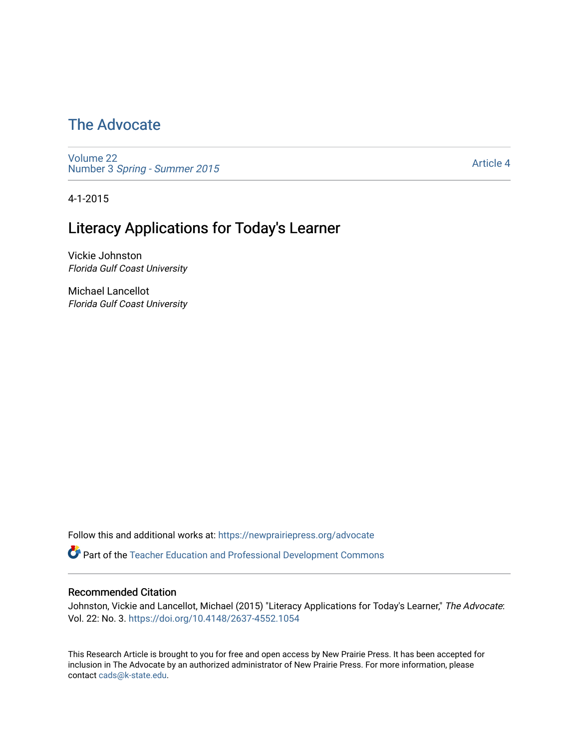# The Advocate

Volume 22
Number 3 *Spring - Summer 2015*

Article 4

4-1-2015

## Literacy Applications for Today's Learner

Vickie Johnston
*Florida Gulf Coast University*

Michael Lancellot
*Florida Gulf Coast University*

Follow this and additional works at: https://newprairiepress.org/advocate

Part of the Teacher Education and Professional Development Commons

### Recommended Citation

Johnston, Vickie and Lancellot, Michael (2015) "Literacy Applications for Today's Learner," *The Advocate*: Vol. 22: No. 3. https://doi.org/10.4148/2637-4552.1054

This Research Article is brought to you for free and open access by New Prairie Press. It has been accepted for inclusion in The Advocate by an authorized administrator of New Prairie Press. For more information, please contact cads@k-state.edu.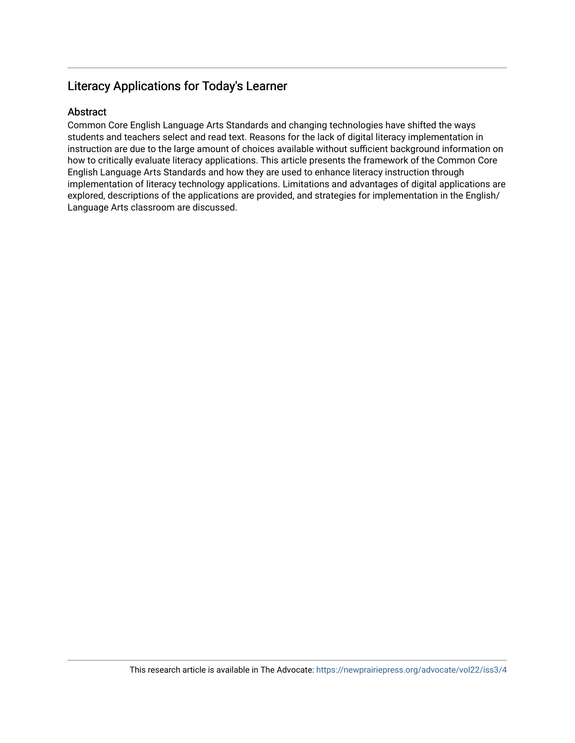## Literacy Applications for Today's Learner

### Abstract

Common Core English Language Arts Standards and changing technologies have shifted the ways students and teachers select and read text. Reasons for the lack of digital literacy implementation in instruction are due to the large amount of choices available without sufficient background information on how to critically evaluate literacy applications. This article presents the framework of the Common Core English Language Arts Standards and how they are used to enhance literacy instruction through implementation of literacy technology applications. Limitations and advantages of digital applications are explored, descriptions of the applications are provided, and strategies for implementation in the English/Language Arts classroom are discussed.

This research article is available in The Advocate: https://newprairiepress.org/advocate/vol22/iss3/4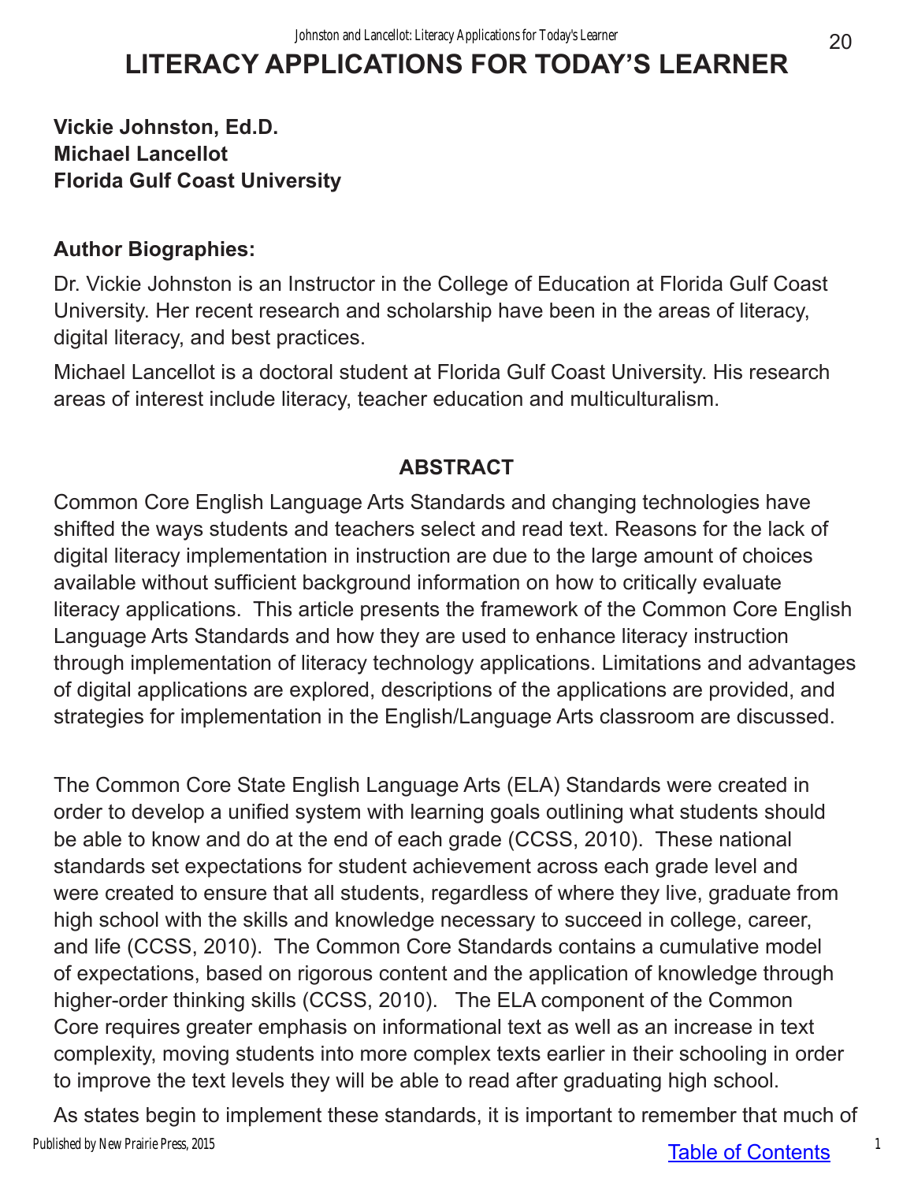# LITERACY APPLICATIONS FOR TODAY'S LEARNER

**Vickie Johnston, Ed.D.**
**Michael Lancellot**
**Florida Gulf Coast University**

**Author Biographies:**

Dr. Vickie Johnston is an Instructor in the College of Education at Florida Gulf Coast University. Her recent research and scholarship have been in the areas of literacy, digital literacy, and best practices.

Michael Lancellot is a doctoral student at Florida Gulf Coast University. His research areas of interest include literacy, teacher education and multiculturalism.

## ABSTRACT

Common Core English Language Arts Standards and changing technologies have shifted the ways students and teachers select and read text. Reasons for the lack of digital literacy implementation in instruction are due to the large amount of choices available without sufficient background information on how to critically evaluate literacy applications. This article presents the framework of the Common Core English Language Arts Standards and how they are used to enhance literacy instruction through implementation of literacy technology applications. Limitations and advantages of digital applications are explored, descriptions of the applications are provided, and strategies for implementation in the English/Language Arts classroom are discussed.

The Common Core State English Language Arts (ELA) Standards were created in order to develop a unified system with learning goals outlining what students should be able to know and do at the end of each grade (CCSS, 2010). These national standards set expectations for student achievement across each grade level and were created to ensure that all students, regardless of where they live, graduate from high school with the skills and knowledge necessary to succeed in college, career, and life (CCSS, 2010). The Common Core Standards contains a cumulative model of expectations, based on rigorous content and the application of knowledge through higher-order thinking skills (CCSS, 2010). The ELA component of the Common Core requires greater emphasis on informational text as well as an increase in text complexity, moving students into more complex texts earlier in their schooling in order to improve the text levels they will be able to read after graduating high school.

As states begin to implement these standards, it is important to remember that much of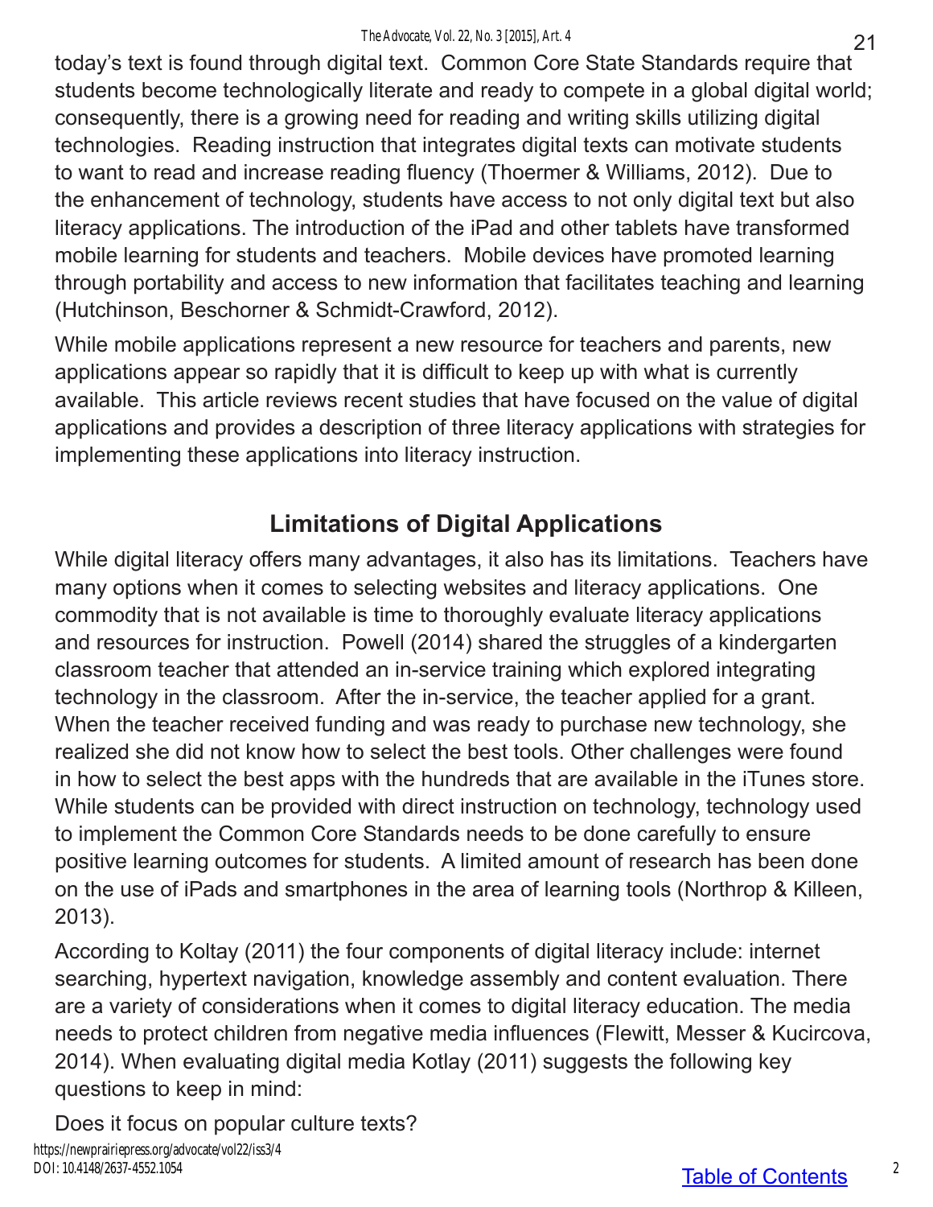today's text is found through digital text. Common Core State Standards require that students become technologically literate and ready to compete in a global digital world; consequently, there is a growing need for reading and writing skills utilizing digital technologies. Reading instruction that integrates digital texts can motivate students to want to read and increase reading fluency (Thoermer & Williams, 2012). Due to the enhancement of technology, students have access to not only digital text but also literacy applications. The introduction of the iPad and other tablets have transformed mobile learning for students and teachers. Mobile devices have promoted learning through portability and access to new information that facilitates teaching and learning (Hutchinson, Beschorner & Schmidt-Crawford, 2012).

While mobile applications represent a new resource for teachers and parents, new applications appear so rapidly that it is difficult to keep up with what is currently available. This article reviews recent studies that have focused on the value of digital applications and provides a description of three literacy applications with strategies for implementing these applications into literacy instruction.

## Limitations of Digital Applications

While digital literacy offers many advantages, it also has its limitations. Teachers have many options when it comes to selecting websites and literacy applications. One commodity that is not available is time to thoroughly evaluate literacy applications and resources for instruction. Powell (2014) shared the struggles of a kindergarten classroom teacher that attended an in-service training which explored integrating technology in the classroom. After the in-service, the teacher applied for a grant. When the teacher received funding and was ready to purchase new technology, she realized she did not know how to select the best tools. Other challenges were found in how to select the best apps with the hundreds that are available in the iTunes store. While students can be provided with direct instruction on technology, technology used to implement the Common Core Standards needs to be done carefully to ensure positive learning outcomes for students. A limited amount of research has been done on the use of iPads and smartphones in the area of learning tools (Northrop & Killeen, 2013).

According to Koltay (2011) the four components of digital literacy include: internet searching, hypertext navigation, knowledge assembly and content evaluation. There are a variety of considerations when it comes to digital literacy education. The media needs to protect children from negative media influences (Flewitt, Messer & Kucircova, 2014). When evaluating digital media Kotlay (2011) suggests the following key questions to keep in mind:

Does it focus on popular culture texts?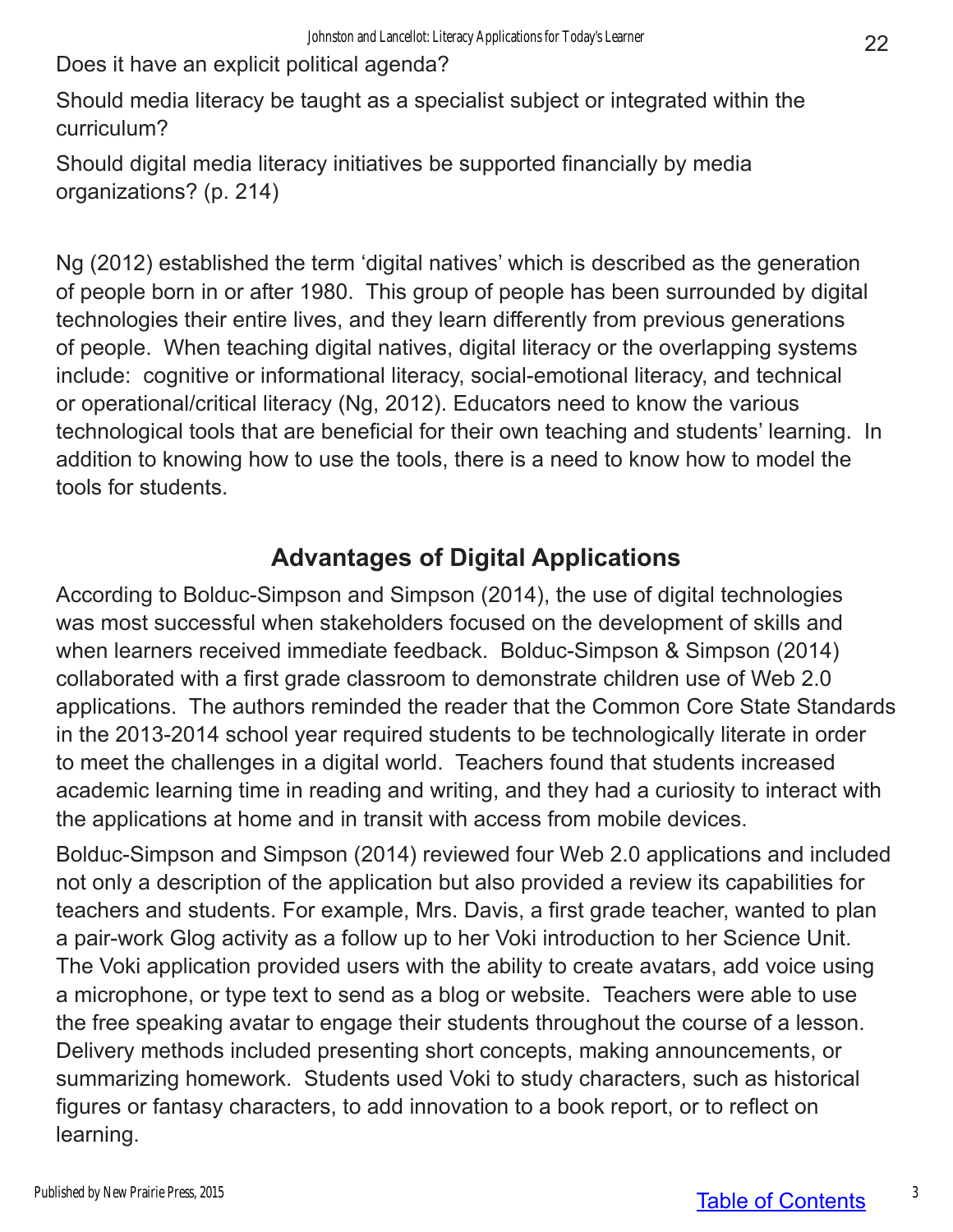Does it have an explicit political agenda?

Should media literacy be taught as a specialist subject or integrated within the curriculum?

Should digital media literacy initiatives be supported financially by media organizations? (p. 214)

Ng (2012) established the term 'digital natives' which is described as the generation of people born in or after 1980. This group of people has been surrounded by digital technologies their entire lives, and they learn differently from previous generations of people. When teaching digital natives, digital literacy or the overlapping systems include: cognitive or informational literacy, social-emotional literacy, and technical or operational/critical literacy (Ng, 2012). Educators need to know the various technological tools that are beneficial for their own teaching and students' learning. In addition to knowing how to use the tools, there is a need to know how to model the tools for students.

## Advantages of Digital Applications

According to Bolduc-Simpson and Simpson (2014), the use of digital technologies was most successful when stakeholders focused on the development of skills and when learners received immediate feedback. Bolduc-Simpson & Simpson (2014) collaborated with a first grade classroom to demonstrate children use of Web 2.0 applications. The authors reminded the reader that the Common Core State Standards in the 2013-2014 school year required students to be technologically literate in order to meet the challenges in a digital world. Teachers found that students increased academic learning time in reading and writing, and they had a curiosity to interact with the applications at home and in transit with access from mobile devices.

Bolduc-Simpson and Simpson (2014) reviewed four Web 2.0 applications and included not only a description of the application but also provided a review its capabilities for teachers and students. For example, Mrs. Davis, a first grade teacher, wanted to plan a pair-work Glog activity as a follow up to her Voki introduction to her Science Unit. The Voki application provided users with the ability to create avatars, add voice using a microphone, or type text to send as a blog or website. Teachers were able to use the free speaking avatar to engage their students throughout the course of a lesson. Delivery methods included presenting short concepts, making announcements, or summarizing homework. Students used Voki to study characters, such as historical figures or fantasy characters, to add innovation to a book report, or to reflect on learning.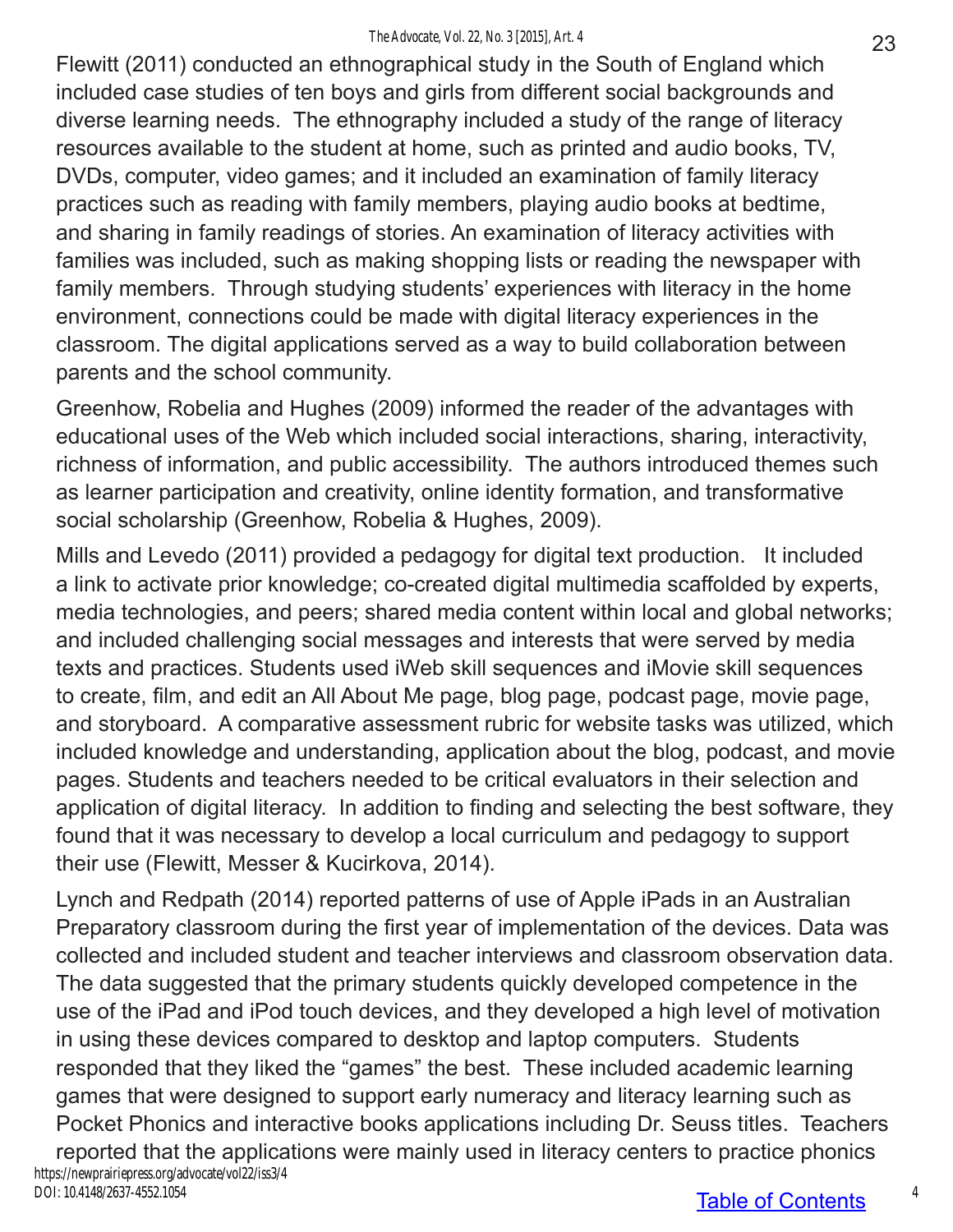Flewitt (2011) conducted an ethnographical study in the South of England which included case studies of ten boys and girls from different social backgrounds and diverse learning needs. The ethnography included a study of the range of literacy resources available to the student at home, such as printed and audio books, TV, DVDs, computer, video games; and it included an examination of family literacy practices such as reading with family members, playing audio books at bedtime, and sharing in family readings of stories. An examination of literacy activities with families was included, such as making shopping lists or reading the newspaper with family members. Through studying students' experiences with literacy in the home environment, connections could be made with digital literacy experiences in the classroom. The digital applications served as a way to build collaboration between parents and the school community.

Greenhow, Robelia and Hughes (2009) informed the reader of the advantages with educational uses of the Web which included social interactions, sharing, interactivity, richness of information, and public accessibility. The authors introduced themes such as learner participation and creativity, online identity formation, and transformative social scholarship (Greenhow, Robelia & Hughes, 2009).

Mills and Levedo (2011) provided a pedagogy for digital text production. It included a link to activate prior knowledge; co-created digital multimedia scaffolded by experts, media technologies, and peers; shared media content within local and global networks; and included challenging social messages and interests that were served by media texts and practices. Students used iWeb skill sequences and iMovie skill sequences to create, film, and edit an All About Me page, blog page, podcast page, movie page, and storyboard. A comparative assessment rubric for website tasks was utilized, which included knowledge and understanding, application about the blog, podcast, and movie pages. Students and teachers needed to be critical evaluators in their selection and application of digital literacy. In addition to finding and selecting the best software, they found that it was necessary to develop a local curriculum and pedagogy to support their use (Flewitt, Messer & Kucirkova, 2014).

Lynch and Redpath (2014) reported patterns of use of Apple iPads in an Australian Preparatory classroom during the first year of implementation of the devices. Data was collected and included student and teacher interviews and classroom observation data. The data suggested that the primary students quickly developed competence in the use of the iPad and iPod touch devices, and they developed a high level of motivation in using these devices compared to desktop and laptop computers. Students responded that they liked the "games" the best. These included academic learning games that were designed to support early numeracy and literacy learning such as Pocket Phonics and interactive books applications including Dr. Seuss titles. Teachers reported that the applications were mainly used in literacy centers to practice phonics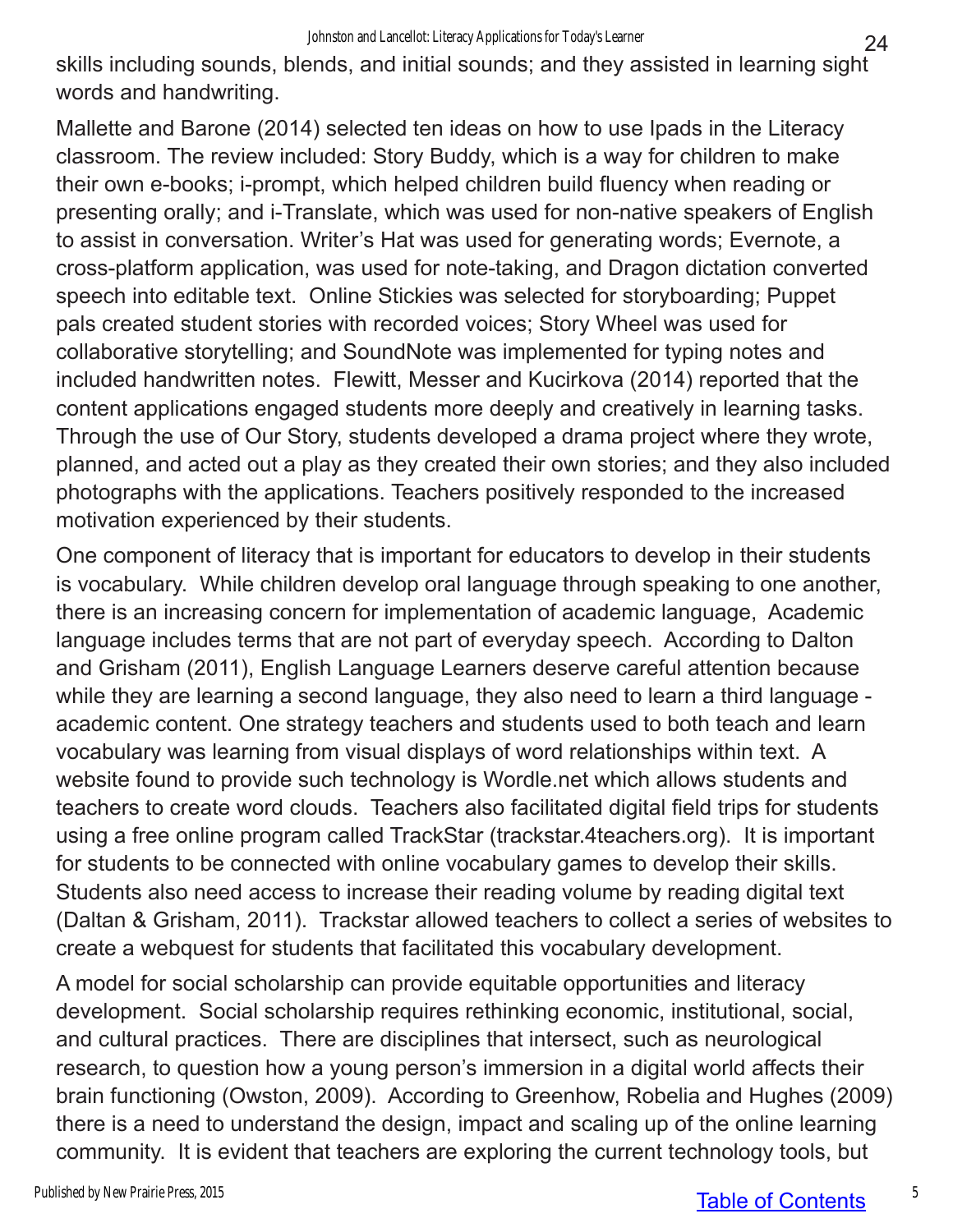skills including sounds, blends, and initial sounds; and they assisted in learning sight words and handwriting.

Mallette and Barone (2014) selected ten ideas on how to use Ipads in the Literacy classroom. The review included: Story Buddy, which is a way for children to make their own e-books; i-prompt, which helped children build fluency when reading or presenting orally; and i-Translate, which was used for non-native speakers of English to assist in conversation. Writer's Hat was used for generating words; Evernote, a cross-platform application, was used for note-taking, and Dragon dictation converted speech into editable text. Online Stickies was selected for storyboarding; Puppet pals created student stories with recorded voices; Story Wheel was used for collaborative storytelling; and SoundNote was implemented for typing notes and included handwritten notes. Flewitt, Messer and Kucirkova (2014) reported that the content applications engaged students more deeply and creatively in learning tasks. Through the use of Our Story, students developed a drama project where they wrote, planned, and acted out a play as they created their own stories; and they also included photographs with the applications. Teachers positively responded to the increased motivation experienced by their students.

One component of literacy that is important for educators to develop in their students is vocabulary. While children develop oral language through speaking to one another, there is an increasing concern for implementation of academic language, Academic language includes terms that are not part of everyday speech. According to Dalton and Grisham (2011), English Language Learners deserve careful attention because while they are learning a second language, they also need to learn a third language - academic content. One strategy teachers and students used to both teach and learn vocabulary was learning from visual displays of word relationships within text. A website found to provide such technology is Wordle.net which allows students and teachers to create word clouds. Teachers also facilitated digital field trips for students using a free online program called TrackStar (trackstar.4teachers.org). It is important for students to be connected with online vocabulary games to develop their skills. Students also need access to increase their reading volume by reading digital text (Daltan & Grisham, 2011). Trackstar allowed teachers to collect a series of websites to create a webquest for students that facilitated this vocabulary development.

A model for social scholarship can provide equitable opportunities and literacy development. Social scholarship requires rethinking economic, institutional, social, and cultural practices. There are disciplines that intersect, such as neurological research, to question how a young person's immersion in a digital world affects their brain functioning (Owston, 2009). According to Greenhow, Robelia and Hughes (2009) there is a need to understand the design, impact and scaling up of the online learning community. It is evident that teachers are exploring the current technology tools, but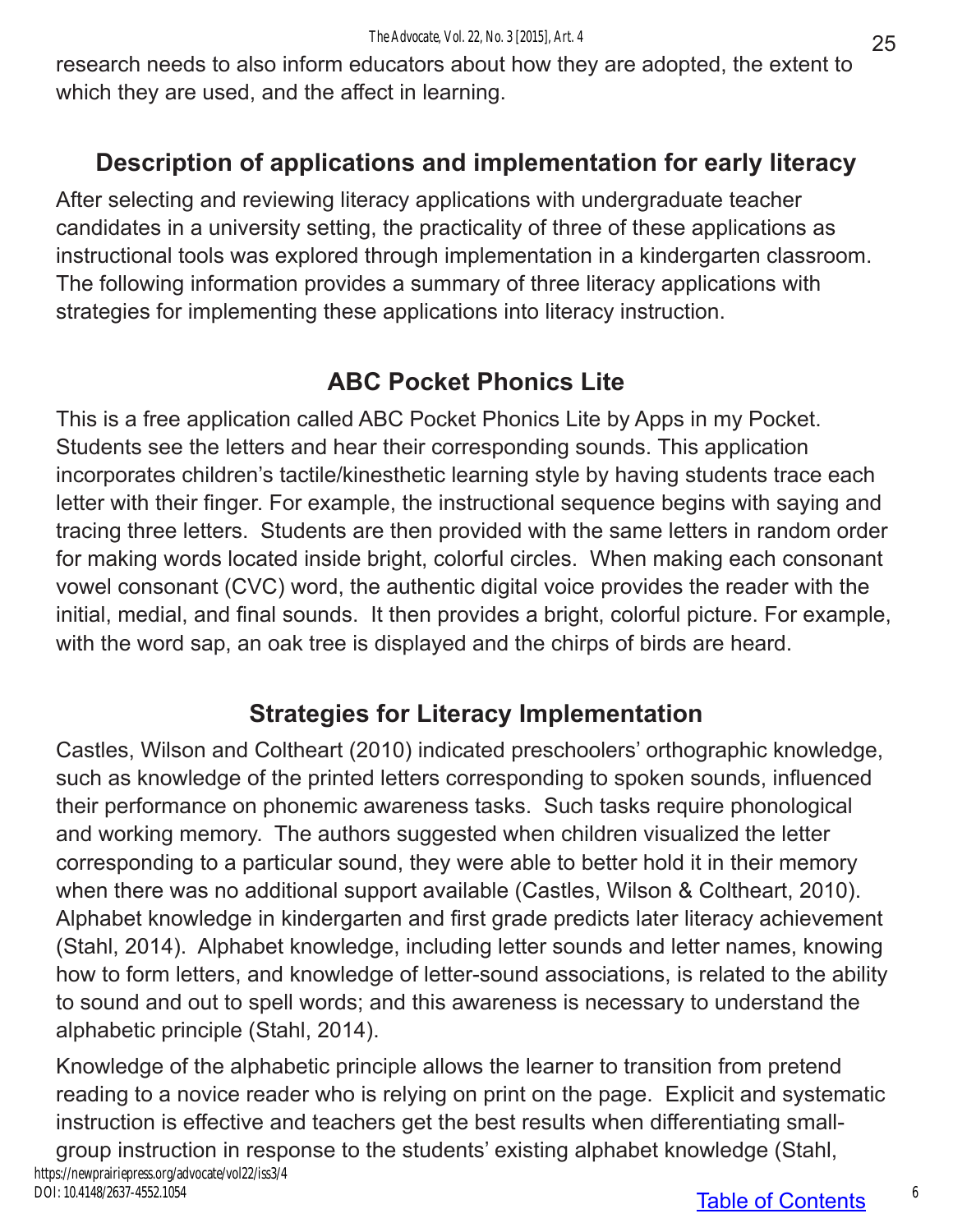research needs to also inform educators about how they are adopted, the extent to which they are used, and the affect in learning.

## Description of applications and implementation for early literacy

After selecting and reviewing literacy applications with undergraduate teacher candidates in a university setting, the practicality of three of these applications as instructional tools was explored through implementation in a kindergarten classroom. The following information provides a summary of three literacy applications with strategies for implementing these applications into literacy instruction.

## ABC Pocket Phonics Lite

This is a free application called ABC Pocket Phonics Lite by Apps in my Pocket. Students see the letters and hear their corresponding sounds. This application incorporates children's tactile/kinesthetic learning style by having students trace each letter with their finger. For example, the instructional sequence begins with saying and tracing three letters. Students are then provided with the same letters in random order for making words located inside bright, colorful circles. When making each consonant vowel consonant (CVC) word, the authentic digital voice provides the reader with the initial, medial, and final sounds. It then provides a bright, colorful picture. For example, with the word sap, an oak tree is displayed and the chirps of birds are heard.

## Strategies for Literacy Implementation

Castles, Wilson and Coltheart (2010) indicated preschoolers' orthographic knowledge, such as knowledge of the printed letters corresponding to spoken sounds, influenced their performance on phonemic awareness tasks. Such tasks require phonological and working memory. The authors suggested when children visualized the letter corresponding to a particular sound, they were able to better hold it in their memory when there was no additional support available (Castles, Wilson & Coltheart, 2010). Alphabet knowledge in kindergarten and first grade predicts later literacy achievement (Stahl, 2014). Alphabet knowledge, including letter sounds and letter names, knowing how to form letters, and knowledge of letter-sound associations, is related to the ability to sound and out to spell words; and this awareness is necessary to understand the alphabetic principle (Stahl, 2014).

Knowledge of the alphabetic principle allows the learner to transition from pretend reading to a novice reader who is relying on print on the page. Explicit and systematic instruction is effective and teachers get the best results when differentiating small-group instruction in response to the students' existing alphabet knowledge (Stahl,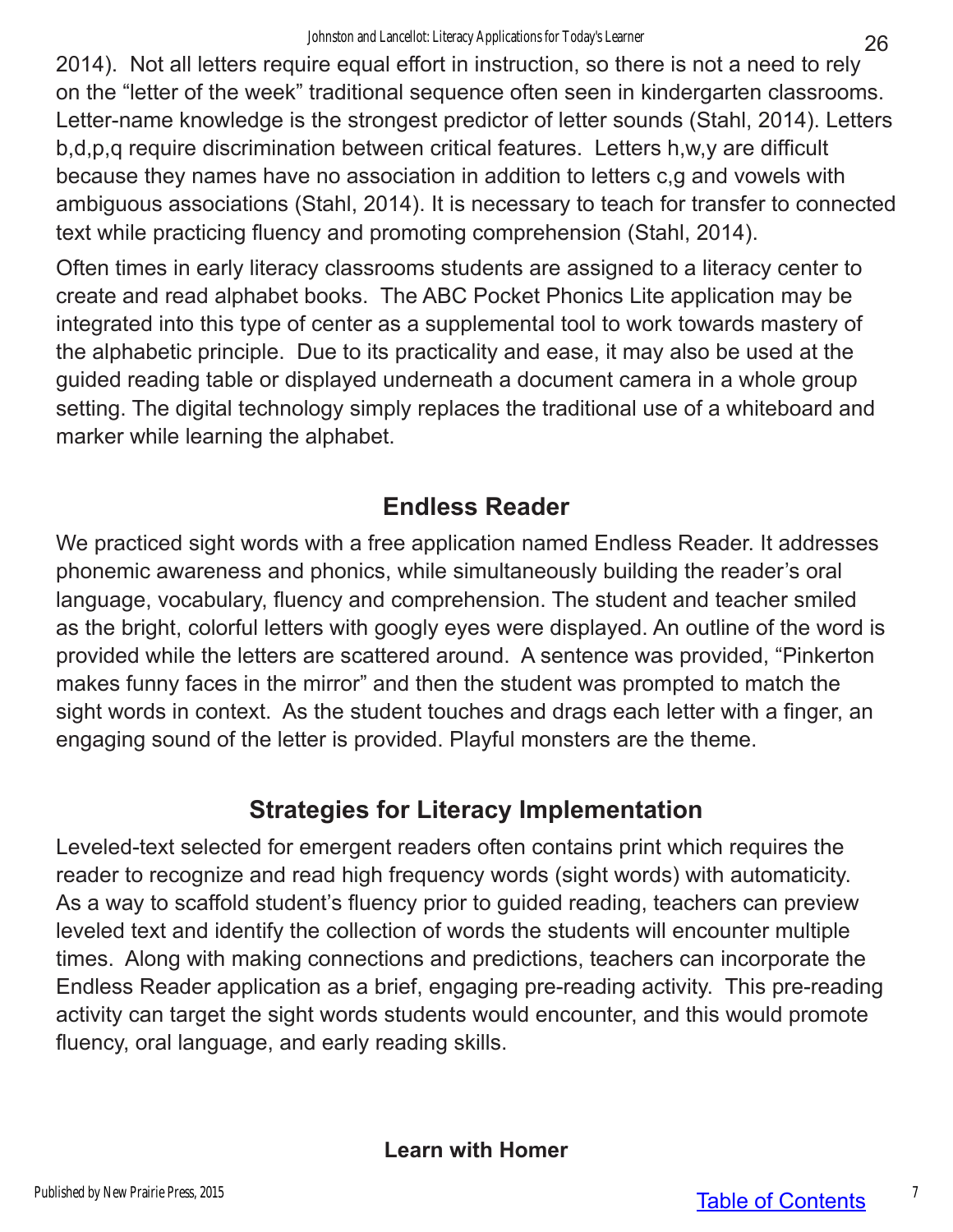2014). Not all letters require equal effort in instruction, so there is not a need to rely on the "letter of the week" traditional sequence often seen in kindergarten classrooms. Letter-name knowledge is the strongest predictor of letter sounds (Stahl, 2014). Letters b,d,p,q require discrimination between critical features. Letters h,w,y are difficult because they names have no association in addition to letters c,g and vowels with ambiguous associations (Stahl, 2014). It is necessary to teach for transfer to connected text while practicing fluency and promoting comprehension (Stahl, 2014).

Often times in early literacy classrooms students are assigned to a literacy center to create and read alphabet books. The ABC Pocket Phonics Lite application may be integrated into this type of center as a supplemental tool to work towards mastery of the alphabetic principle. Due to its practicality and ease, it may also be used at the guided reading table or displayed underneath a document camera in a whole group setting. The digital technology simply replaces the traditional use of a whiteboard and marker while learning the alphabet.

## Endless Reader

We practiced sight words with a free application named Endless Reader. It addresses phonemic awareness and phonics, while simultaneously building the reader's oral language, vocabulary, fluency and comprehension. The student and teacher smiled as the bright, colorful letters with googly eyes were displayed. An outline of the word is provided while the letters are scattered around. A sentence was provided, "Pinkerton makes funny faces in the mirror" and then the student was prompted to match the sight words in context. As the student touches and drags each letter with a finger, an engaging sound of the letter is provided. Playful monsters are the theme.

## Strategies for Literacy Implementation

Leveled-text selected for emergent readers often contains print which requires the reader to recognize and read high frequency words (sight words) with automaticity. As a way to scaffold student's fluency prior to guided reading, teachers can preview leveled text and identify the collection of words the students will encounter multiple times. Along with making connections and predictions, teachers can incorporate the Endless Reader application as a brief, engaging pre-reading activity. This pre-reading activity can target the sight words students would encounter, and this would promote fluency, oral language, and early reading skills.

### Learn with Homer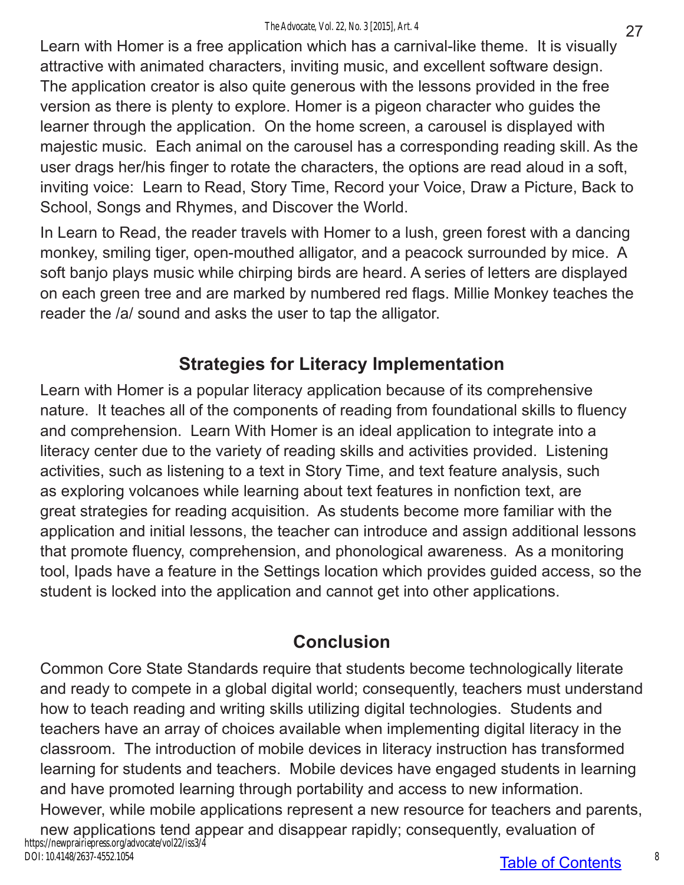Learn with Homer is a free application which has a carnival-like theme. It is visually attractive with animated characters, inviting music, and excellent software design. The application creator is also quite generous with the lessons provided in the free version as there is plenty to explore. Homer is a pigeon character who guides the learner through the application. On the home screen, a carousel is displayed with majestic music. Each animal on the carousel has a corresponding reading skill. As the user drags her/his finger to rotate the characters, the options are read aloud in a soft, inviting voice: Learn to Read, Story Time, Record your Voice, Draw a Picture, Back to School, Songs and Rhymes, and Discover the World.

In Learn to Read, the reader travels with Homer to a lush, green forest with a dancing monkey, smiling tiger, open-mouthed alligator, and a peacock surrounded by mice. A soft banjo plays music while chirping birds are heard. A series of letters are displayed on each green tree and are marked by numbered red flags. Millie Monkey teaches the reader the /a/ sound and asks the user to tap the alligator.

## Strategies for Literacy Implementation

Learn with Homer is a popular literacy application because of its comprehensive nature. It teaches all of the components of reading from foundational skills to fluency and comprehension. Learn With Homer is an ideal application to integrate into a literacy center due to the variety of reading skills and activities provided. Listening activities, such as listening to a text in Story Time, and text feature analysis, such as exploring volcanoes while learning about text features in nonfiction text, are great strategies for reading acquisition. As students become more familiar with the application and initial lessons, the teacher can introduce and assign additional lessons that promote fluency, comprehension, and phonological awareness. As a monitoring tool, Ipads have a feature in the Settings location which provides guided access, so the student is locked into the application and cannot get into other applications.

## Conclusion

Common Core State Standards require that students become technologically literate and ready to compete in a global digital world; consequently, teachers must understand how to teach reading and writing skills utilizing digital technologies. Students and teachers have an array of choices available when implementing digital literacy in the classroom. The introduction of mobile devices in literacy instruction has transformed learning for students and teachers. Mobile devices have engaged students in learning and have promoted learning through portability and access to new information. However, while mobile applications represent a new resource for teachers and parents, new applications tend appear and disappear rapidly; consequently, evaluation of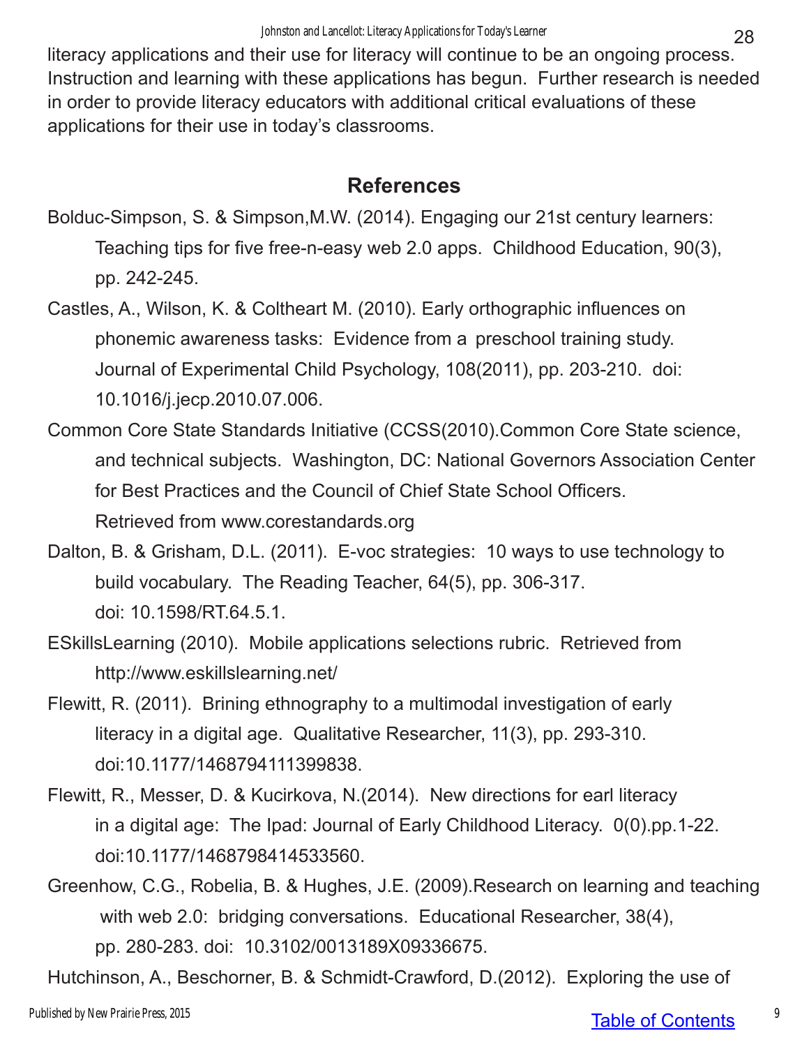literacy applications and their use for literacy will continue to be an ongoing process. Instruction and learning with these applications has begun. Further research is needed in order to provide literacy educators with additional critical evaluations of these applications for their use in today's classrooms.

## References

Bolduc-Simpson, S. & Simpson,M.W. (2014). Engaging our 21st century learners: Teaching tips for five free-n-easy web 2.0 apps. Childhood Education, 90(3), pp. 242-245.

Castles, A., Wilson, K. & Coltheart M. (2010). Early orthographic influences on phonemic awareness tasks: Evidence from a preschool training study. Journal of Experimental Child Psychology, 108(2011), pp. 203-210. doi: 10.1016/j.jecp.2010.07.006.

Common Core State Standards Initiative (CCSS(2010).Common Core State science, and technical subjects. Washington, DC: National Governors Association Center for Best Practices and the Council of Chief State School Officers. Retrieved from www.corestandards.org

Dalton, B. & Grisham, D.L. (2011). E-voc strategies: 10 ways to use technology to build vocabulary. The Reading Teacher, 64(5), pp. 306-317. doi: 10.1598/RT.64.5.1.

ESkillsLearning (2010). Mobile applications selections rubric. Retrieved from http://www.eskillslearning.net/

Flewitt, R. (2011). Brining ethnography to a multimodal investigation of early literacy in a digital age. Qualitative Researcher, 11(3), pp. 293-310. doi:10.1177/1468794111399838.

Flewitt, R., Messer, D. & Kucirkova, N.(2014). New directions for earl literacy in a digital age: The Ipad: Journal of Early Childhood Literacy. 0(0).pp.1-22. doi:10.1177/1468798414533560.

Greenhow, C.G., Robelia, B. & Hughes, J.E. (2009).Research on learning and teaching with web 2.0: bridging conversations. Educational Researcher, 38(4), pp. 280-283. doi: 10.3102/0013189X09336675.

Hutchinson, A., Beschorner, B. & Schmidt-Crawford, D.(2012). Exploring the use of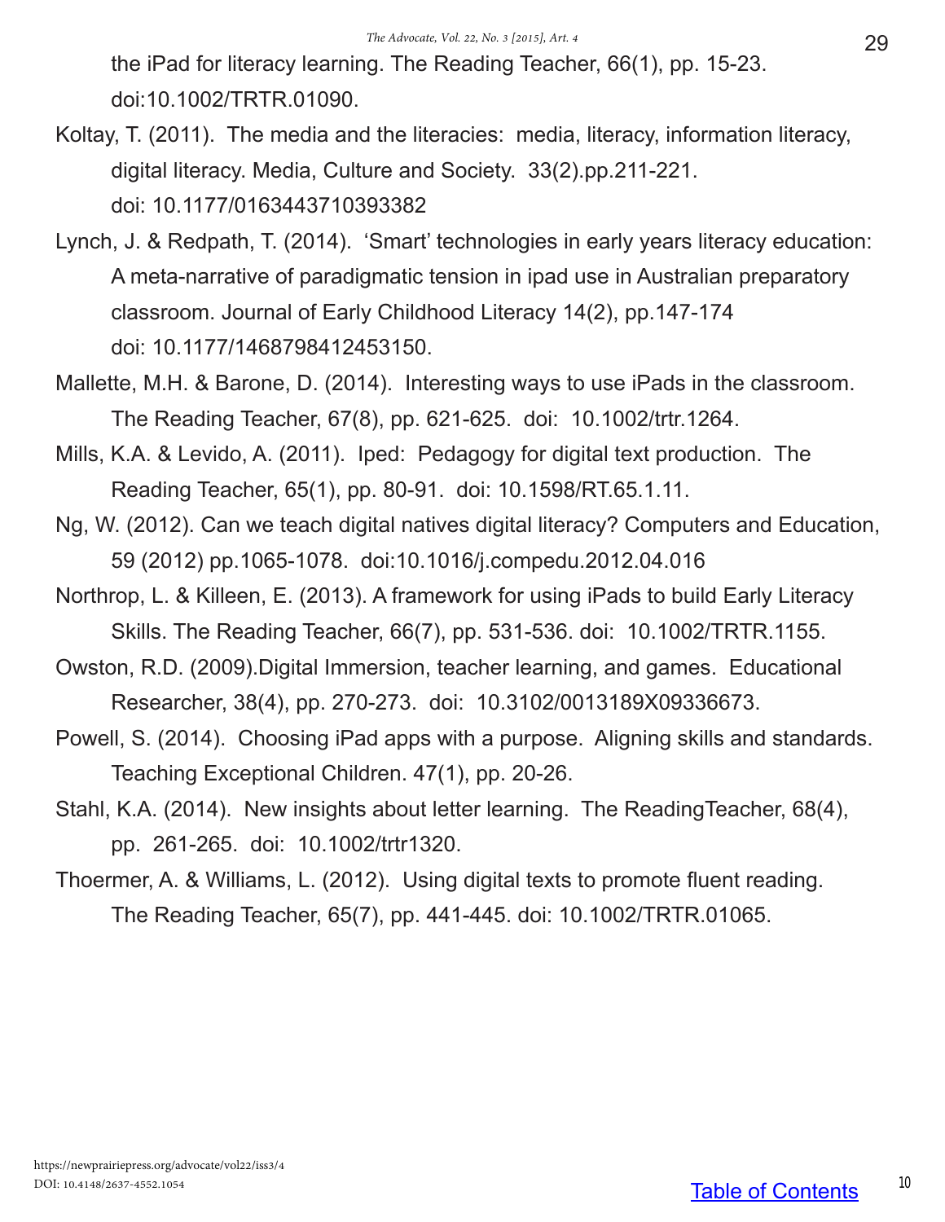the iPad for literacy learning. The Reading Teacher, 66(1), pp. 15-23. doi:10.1002/TRTR.01090.

Koltay, T. (2011). The media and the literacies: media, literacy, information literacy, digital literacy. Media, Culture and Society. 33(2).pp.211-221. doi: 10.1177/0163443710393382

Lynch, J. & Redpath, T. (2014). 'Smart' technologies in early years literacy education: A meta-narrative of paradigmatic tension in ipad use in Australian preparatory classroom. Journal of Early Childhood Literacy 14(2), pp.147-174 doi: 10.1177/1468798412453150.

Mallette, M.H. & Barone, D. (2014). Interesting ways to use iPads in the classroom. The Reading Teacher, 67(8), pp. 621-625. doi: 10.1002/trtr.1264.

Mills, K.A. & Levido, A. (2011). Iped: Pedagogy for digital text production. The Reading Teacher, 65(1), pp. 80-91. doi: 10.1598/RT.65.1.11.

Ng, W. (2012). Can we teach digital natives digital literacy? Computers and Education, 59 (2012) pp.1065-1078. doi:10.1016/j.compedu.2012.04.016

Northrop, L. & Killeen, E. (2013). A framework for using iPads to build Early Literacy Skills. The Reading Teacher, 66(7), pp. 531-536. doi: 10.1002/TRTR.1155.

Owston, R.D. (2009).Digital Immersion, teacher learning, and games. Educational Researcher, 38(4), pp. 270-273. doi: 10.3102/0013189X09336673.

Powell, S. (2014). Choosing iPad apps with a purpose. Aligning skills and standards. Teaching Exceptional Children. 47(1), pp. 20-26.

Stahl, K.A. (2014). New insights about letter learning. The ReadingTeacher, 68(4), pp. 261-265. doi: 10.1002/trtr1320.

Thoermer, A. & Williams, L. (2012). Using digital texts to promote fluent reading. The Reading Teacher, 65(7), pp. 441-445. doi: 10.1002/TRTR.01065.